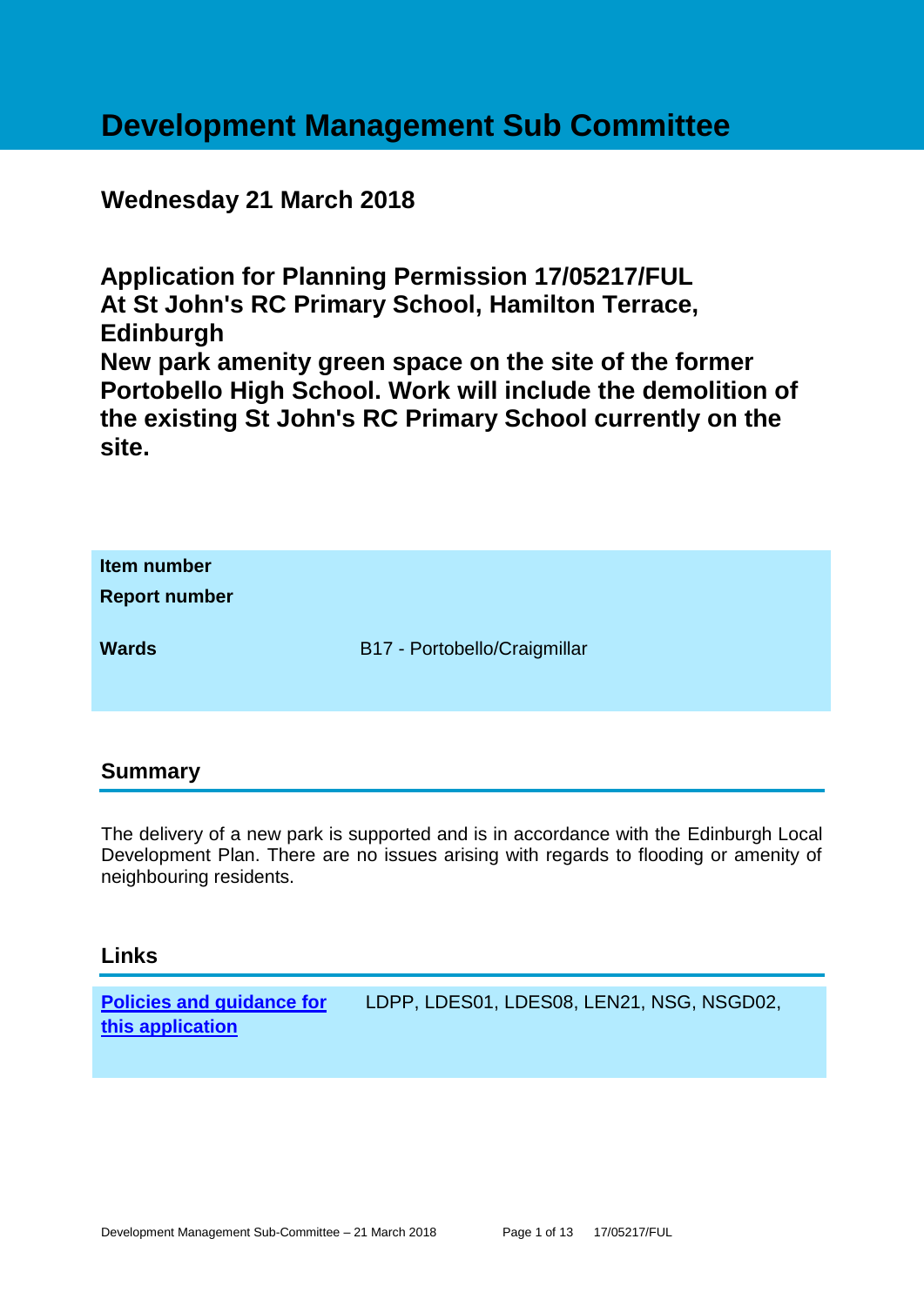# Development Management Sub Committee

## Wednesday 21 March 2018

## Application for Planning Permission 17/05217/FUL At St John's RC Primary School, Hamilton Terrace, Edinburgh New park amenity green space on the site of the former Portobello High School. Work will include the demolition of the existing St John's RC Primary School currently on the site.

| | |
|---|---|
| **Item number** | |
| **Report number** | |
| **Wards** | B17 - Portobello/Craigmillar |

## Summary

The delivery of a new park is supported and is in accordance with the Edinburgh Local Development Plan. There are no issues arising with regards to flooding or amenity of neighbouring residents.

## Links

| | |
|---|---|
| **Policies and guidance for this application** | LDPP, LDES01, LDES08, LEN21, NSG, NSGD02, |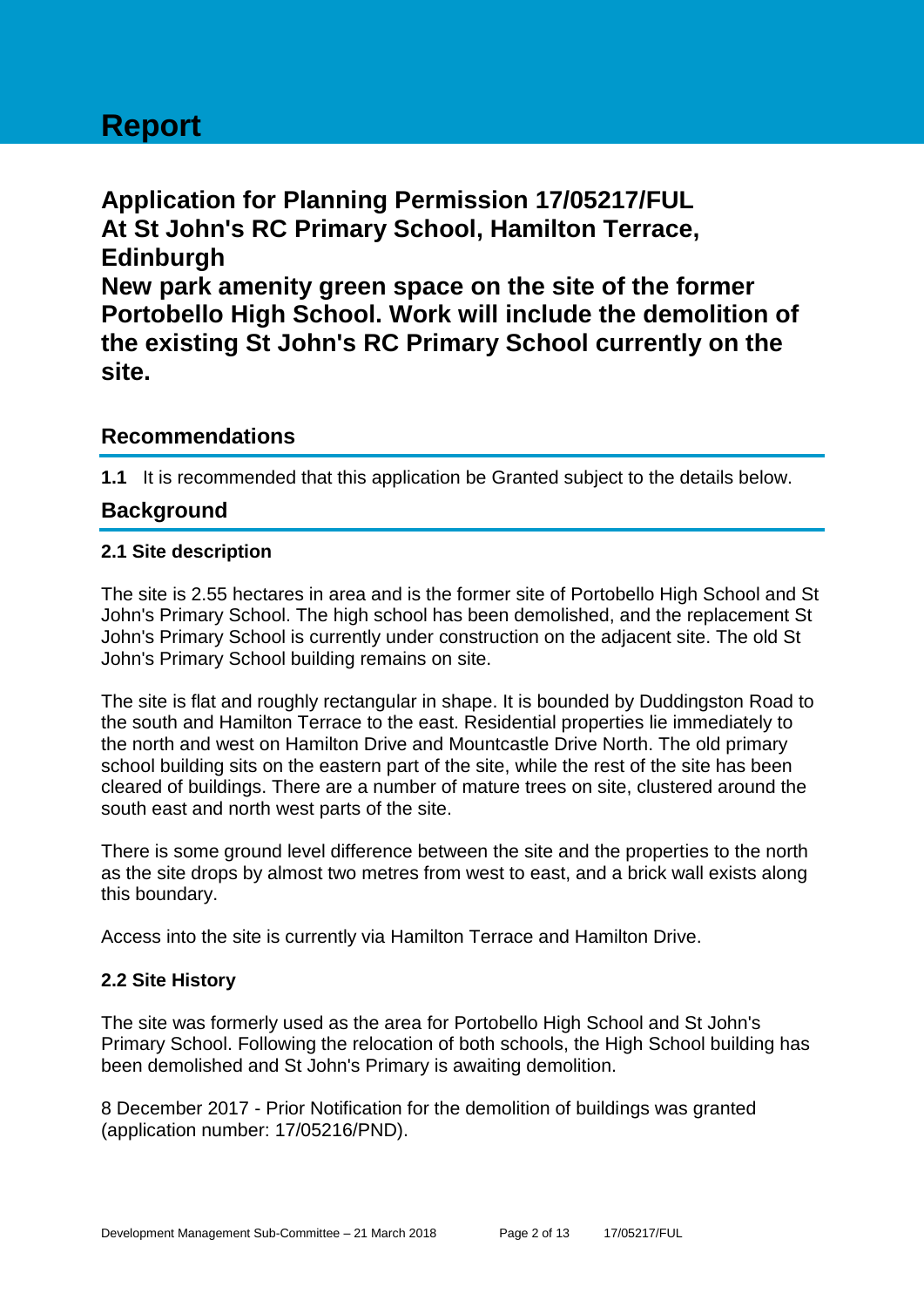# Report

## Application for Planning Permission 17/05217/FUL At St John's RC Primary School, Hamilton Terrace, Edinburgh New park amenity green space on the site of the former Portobello High School. Work will include the demolition of the existing St John's RC Primary School currently on the site.

## Recommendations

**1.1** It is recommended that this application be Granted subject to the details below.

## Background

### 2.1 Site description

The site is 2.55 hectares in area and is the former site of Portobello High School and St John's Primary School. The high school has been demolished, and the replacement St John's Primary School is currently under construction on the adjacent site. The old St John's Primary School building remains on site.

The site is flat and roughly rectangular in shape. It is bounded by Duddingston Road to the south and Hamilton Terrace to the east. Residential properties lie immediately to the north and west on Hamilton Drive and Mountcastle Drive North. The old primary school building sits on the eastern part of the site, while the rest of the site has been cleared of buildings. There are a number of mature trees on site, clustered around the south east and north west parts of the site.

There is some ground level difference between the site and the properties to the north as the site drops by almost two metres from west to east, and a brick wall exists along this boundary.

Access into the site is currently via Hamilton Terrace and Hamilton Drive.

### 2.2 Site History

The site was formerly used as the area for Portobello High School and St John's Primary School. Following the relocation of both schools, the High School building has been demolished and St John's Primary is awaiting demolition.

8 December 2017 - Prior Notification for the demolition of buildings was granted (application number: 17/05216/PND).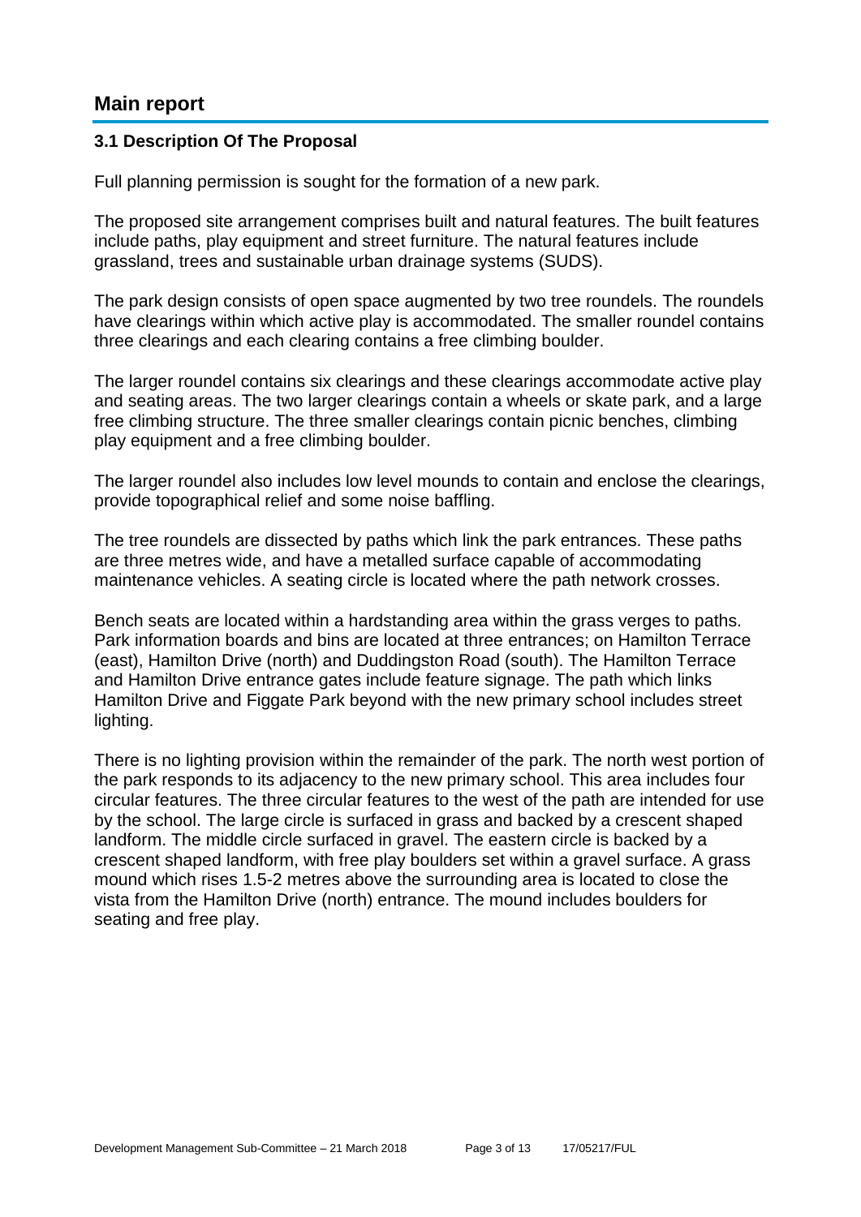# Main report

### 3.1 Description Of The Proposal

Full planning permission is sought for the formation of a new park.

The proposed site arrangement comprises built and natural features. The built features include paths, play equipment and street furniture. The natural features include grassland, trees and sustainable urban drainage systems (SUDS).

The park design consists of open space augmented by two tree roundels. The roundels have clearings within which active play is accommodated. The smaller roundel contains three clearings and each clearing contains a free climbing boulder.

The larger roundel contains six clearings and these clearings accommodate active play and seating areas. The two larger clearings contain a wheels or skate park, and a large free climbing structure. The three smaller clearings contain picnic benches, climbing play equipment and a free climbing boulder.

The larger roundel also includes low level mounds to contain and enclose the clearings, provide topographical relief and some noise baffling.

The tree roundels are dissected by paths which link the park entrances. These paths are three metres wide, and have a metalled surface capable of accommodating maintenance vehicles. A seating circle is located where the path network crosses.

Bench seats are located within a hardstanding area within the grass verges to paths. Park information boards and bins are located at three entrances; on Hamilton Terrace (east), Hamilton Drive (north) and Duddingston Road (south). The Hamilton Terrace and Hamilton Drive entrance gates include feature signage. The path which links Hamilton Drive and Figgate Park beyond with the new primary school includes street lighting.

There is no lighting provision within the remainder of the park. The north west portion of the park responds to its adjacency to the new primary school. This area includes four circular features. The three circular features to the west of the path are intended for use by the school. The large circle is surfaced in grass and backed by a crescent shaped landform. The middle circle surfaced in gravel. The eastern circle is backed by a crescent shaped landform, with free play boulders set within a gravel surface. A grass mound which rises 1.5-2 metres above the surrounding area is located to close the vista from the Hamilton Drive (north) entrance. The mound includes boulders for seating and free play.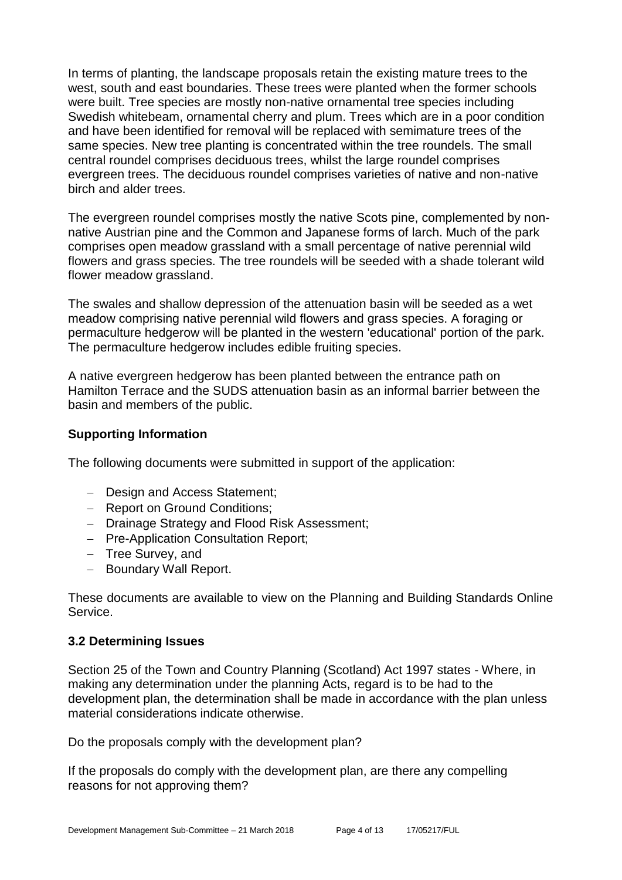In terms of planting, the landscape proposals retain the existing mature trees to the west, south and east boundaries. These trees were planted when the former schools were built. Tree species are mostly non-native ornamental tree species including Swedish whitebeam, ornamental cherry and plum. Trees which are in a poor condition and have been identified for removal will be replaced with semimature trees of the same species. New tree planting is concentrated within the tree roundels. The small central roundel comprises deciduous trees, whilst the large roundel comprises evergreen trees. The deciduous roundel comprises varieties of native and non-native birch and alder trees.

The evergreen roundel comprises mostly the native Scots pine, complemented by non-native Austrian pine and the Common and Japanese forms of larch. Much of the park comprises open meadow grassland with a small percentage of native perennial wild flowers and grass species. The tree roundels will be seeded with a shade tolerant wild flower meadow grassland.

The swales and shallow depression of the attenuation basin will be seeded as a wet meadow comprising native perennial wild flowers and grass species. A foraging or permaculture hedgerow will be planted in the western 'educational' portion of the park. The permaculture hedgerow includes edible fruiting species.

A native evergreen hedgerow has been planted between the entrance path on Hamilton Terrace and the SUDS attenuation basin as an informal barrier between the basin and members of the public.

### Supporting Information

The following documents were submitted in support of the application:

- Design and Access Statement;
- Report on Ground Conditions;
- Drainage Strategy and Flood Risk Assessment;
- Pre-Application Consultation Report;
- Tree Survey, and
- Boundary Wall Report.

These documents are available to view on the Planning and Building Standards Online Service.

### 3.2 Determining Issues

Section 25 of the Town and Country Planning (Scotland) Act 1997 states - Where, in making any determination under the planning Acts, regard is to be had to the development plan, the determination shall be made in accordance with the plan unless material considerations indicate otherwise.

Do the proposals comply with the development plan?

If the proposals do comply with the development plan, are there any compelling reasons for not approving them?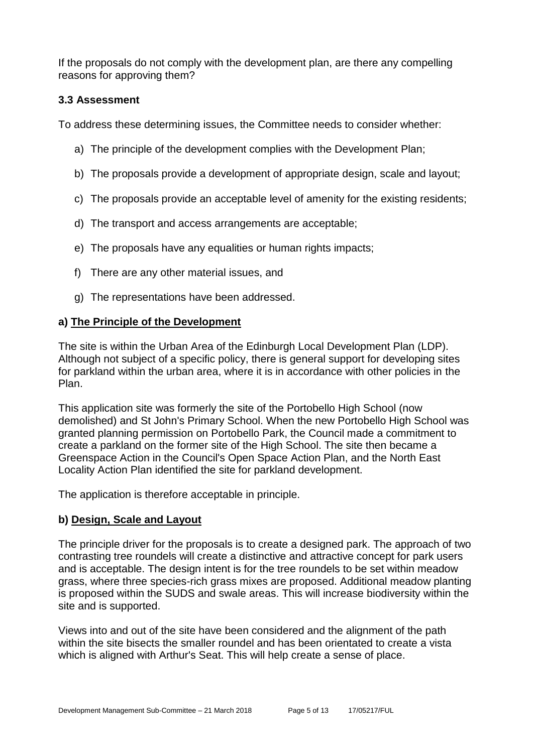If the proposals do not comply with the development plan, are there any compelling reasons for approving them?

### 3.3 Assessment

To address these determining issues, the Committee needs to consider whether:

a) The principle of the development complies with the Development Plan;

b) The proposals provide a development of appropriate design, scale and layout;

c) The proposals provide an acceptable level of amenity for the existing residents;

d) The transport and access arrangements are acceptable;

e) The proposals have any equalities or human rights impacts;

f) There are any other material issues, and

g) The representations have been addressed.

### a) The Principle of the Development

The site is within the Urban Area of the Edinburgh Local Development Plan (LDP). Although not subject of a specific policy, there is general support for developing sites for parkland within the urban area, where it is in accordance with other policies in the Plan.

This application site was formerly the site of the Portobello High School (now demolished) and St John's Primary School. When the new Portobello High School was granted planning permission on Portobello Park, the Council made a commitment to create a parkland on the former site of the High School. The site then became a Greenspace Action in the Council's Open Space Action Plan, and the North East Locality Action Plan identified the site for parkland development.

The application is therefore acceptable in principle.

### b) Design, Scale and Layout

The principle driver for the proposals is to create a designed park. The approach of two contrasting tree roundels will create a distinctive and attractive concept for park users and is acceptable. The design intent is for the tree roundels to be set within meadow grass, where three species-rich grass mixes are proposed. Additional meadow planting is proposed within the SUDS and swale areas. This will increase biodiversity within the site and is supported.

Views into and out of the site have been considered and the alignment of the path within the site bisects the smaller roundel and has been orientated to create a vista which is aligned with Arthur's Seat. This will help create a sense of place.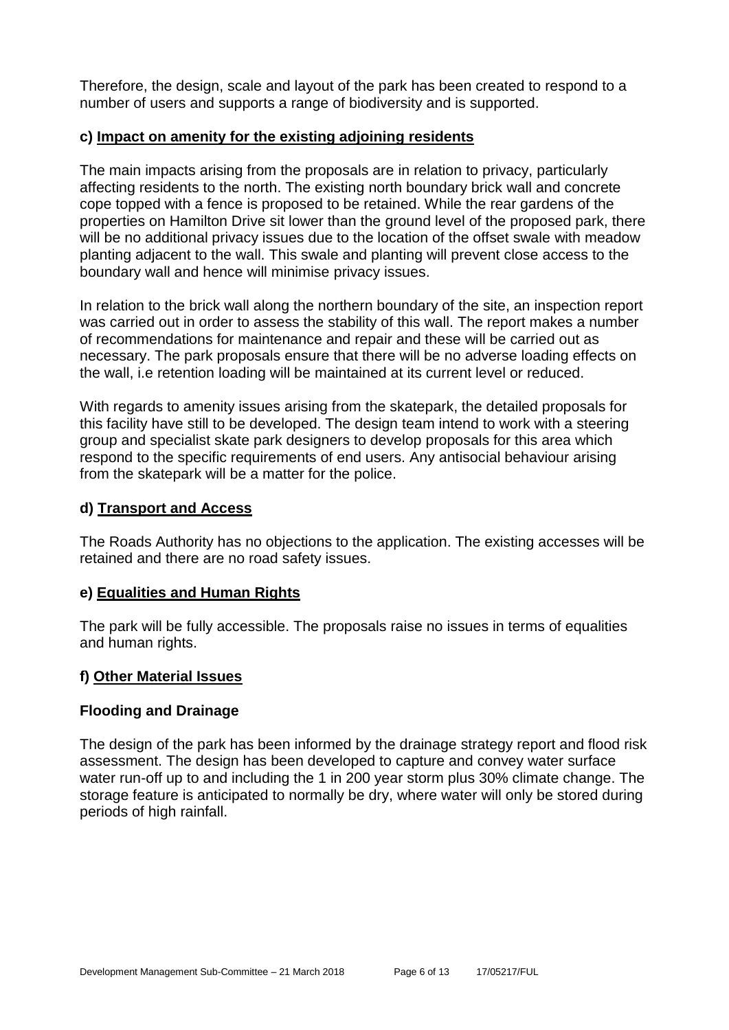Therefore, the design, scale and layout of the park has been created to respond to a number of users and supports a range of biodiversity and is supported.

### c) Impact on amenity for the existing adjoining residents

The main impacts arising from the proposals are in relation to privacy, particularly affecting residents to the north. The existing north boundary brick wall and concrete cope topped with a fence is proposed to be retained. While the rear gardens of the properties on Hamilton Drive sit lower than the ground level of the proposed park, there will be no additional privacy issues due to the location of the offset swale with meadow planting adjacent to the wall. This swale and planting will prevent close access to the boundary wall and hence will minimise privacy issues.

In relation to the brick wall along the northern boundary of the site, an inspection report was carried out in order to assess the stability of this wall. The report makes a number of recommendations for maintenance and repair and these will be carried out as necessary. The park proposals ensure that there will be no adverse loading effects on the wall, i.e retention loading will be maintained at its current level or reduced.

With regards to amenity issues arising from the skatepark, the detailed proposals for this facility have still to be developed. The design team intend to work with a steering group and specialist skate park designers to develop proposals for this area which respond to the specific requirements of end users. Any antisocial behaviour arising from the skatepark will be a matter for the police.

### d) Transport and Access

The Roads Authority has no objections to the application. The existing accesses will be retained and there are no road safety issues.

### e) Equalities and Human Rights

The park will be fully accessible. The proposals raise no issues in terms of equalities and human rights.

### f) Other Material Issues

#### Flooding and Drainage

The design of the park has been informed by the drainage strategy report and flood risk assessment. The design has been developed to capture and convey water surface water run-off up to and including the 1 in 200 year storm plus 30% climate change. The storage feature is anticipated to normally be dry, where water will only be stored during periods of high rainfall.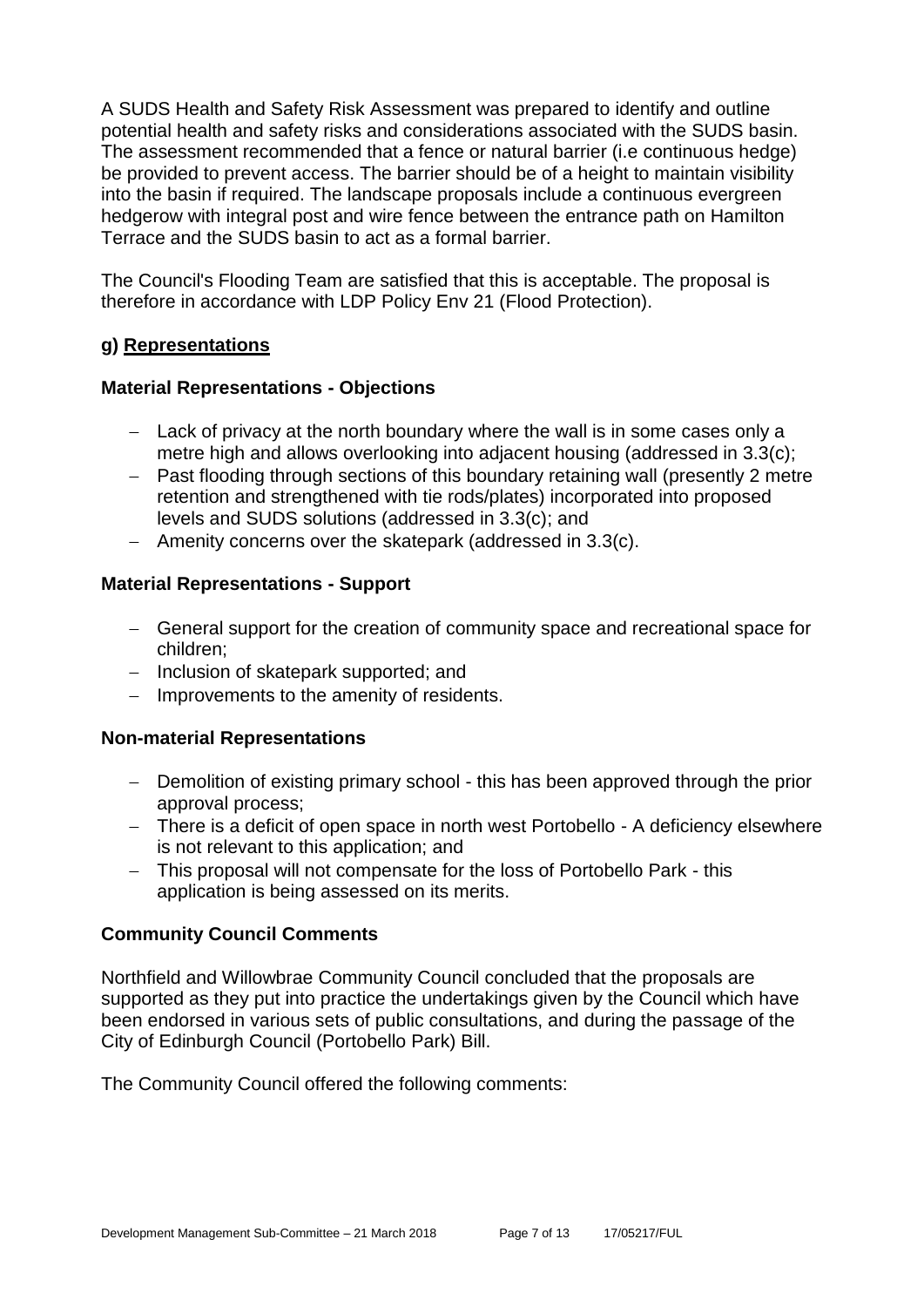A SUDS Health and Safety Risk Assessment was prepared to identify and outline potential health and safety risks and considerations associated with the SUDS basin. The assessment recommended that a fence or natural barrier (i.e continuous hedge) be provided to prevent access. The barrier should be of a height to maintain visibility into the basin if required. The landscape proposals include a continuous evergreen hedgerow with integral post and wire fence between the entrance path on Hamilton Terrace and the SUDS basin to act as a formal barrier.

The Council's Flooding Team are satisfied that this is acceptable. The proposal is therefore in accordance with LDP Policy Env 21 (Flood Protection).

### g) Representations

**Material Representations - Objections**

- Lack of privacy at the north boundary where the wall is in some cases only a metre high and allows overlooking into adjacent housing (addressed in 3.3(c);
- Past flooding through sections of this boundary retaining wall (presently 2 metre retention and strengthened with tie rods/plates) incorporated into proposed levels and SUDS solutions (addressed in 3.3(c); and
- Amenity concerns over the skatepark (addressed in 3.3(c).

**Material Representations - Support**

- General support for the creation of community space and recreational space for children;
- Inclusion of skatepark supported; and
- Improvements to the amenity of residents.

**Non-material Representations**

- Demolition of existing primary school - this has been approved through the prior approval process;
- There is a deficit of open space in north west Portobello - A deficiency elsewhere is not relevant to this application; and
- This proposal will not compensate for the loss of Portobello Park - this application is being assessed on its merits.

**Community Council Comments**

Northfield and Willowbrae Community Council concluded that the proposals are supported as they put into practice the undertakings given by the Council which have been endorsed in various sets of public consultations, and during the passage of the City of Edinburgh Council (Portobello Park) Bill.

The Community Council offered the following comments: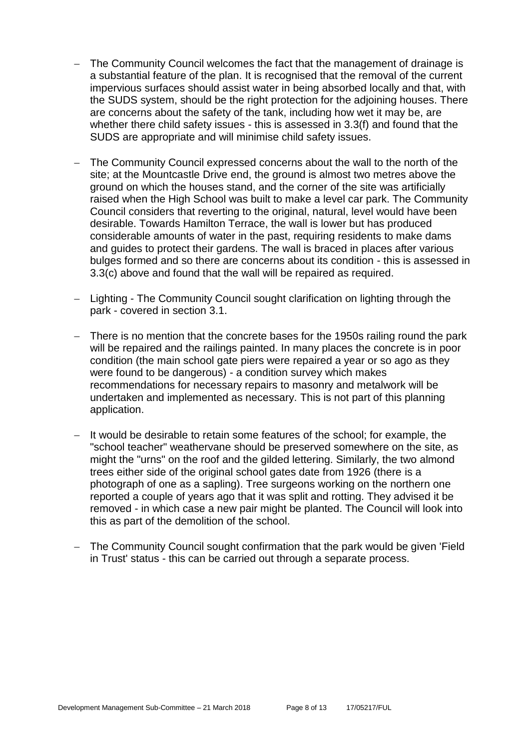- The Community Council welcomes the fact that the management of drainage is a substantial feature of the plan. It is recognised that the removal of the current impervious surfaces should assist water in being absorbed locally and that, with the SUDS system, should be the right protection for the adjoining houses. There are concerns about the safety of the tank, including how wet it may be, are whether there child safety issues - this is assessed in 3.3(f) and found that the SUDS are appropriate and will minimise child safety issues.

- The Community Council expressed concerns about the wall to the north of the site; at the Mountcastle Drive end, the ground is almost two metres above the ground on which the houses stand, and the corner of the site was artificially raised when the High School was built to make a level car park. The Community Council considers that reverting to the original, natural, level would have been desirable. Towards Hamilton Terrace, the wall is lower but has produced considerable amounts of water in the past, requiring residents to make dams and guides to protect their gardens. The wall is braced in places after various bulges formed and so there are concerns about its condition - this is assessed in 3.3(c) above and found that the wall will be repaired as required.

- Lighting - The Community Council sought clarification on lighting through the park - covered in section 3.1.

- There is no mention that the concrete bases for the 1950s railing round the park will be repaired and the railings painted. In many places the concrete is in poor condition (the main school gate piers were repaired a year or so ago as they were found to be dangerous) - a condition survey which makes recommendations for necessary repairs to masonry and metalwork will be undertaken and implemented as necessary. This is not part of this planning application.

- It would be desirable to retain some features of the school; for example, the "school teacher" weathervane should be preserved somewhere on the site, as might the "urns" on the roof and the gilded lettering. Similarly, the two almond trees either side of the original school gates date from 1926 (there is a photograph of one as a sapling). Tree surgeons working on the northern one reported a couple of years ago that it was split and rotting. They advised it be removed - in which case a new pair might be planted. The Council will look into this as part of the demolition of the school.

- The Community Council sought confirmation that the park would be given 'Field in Trust' status - this can be carried out through a separate process.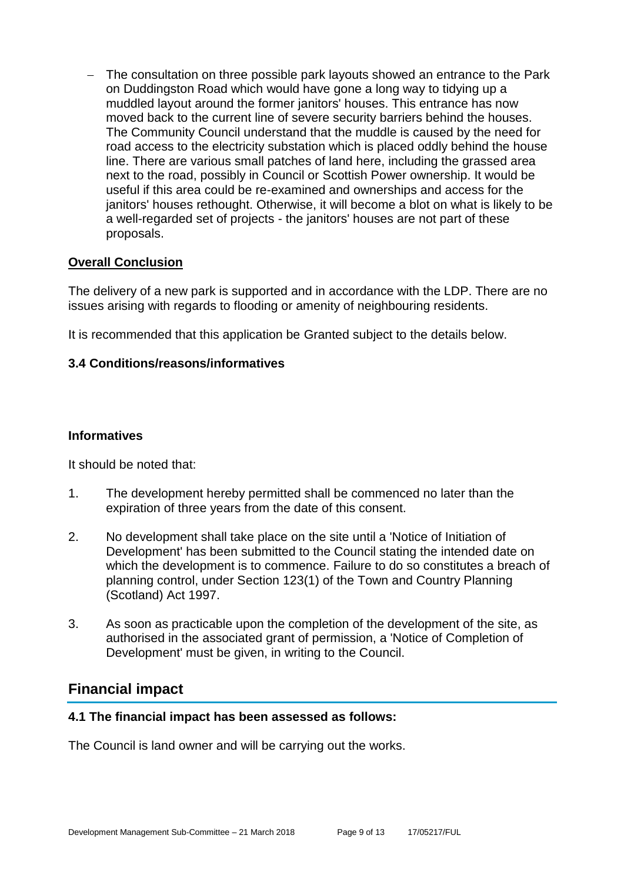- The consultation on three possible park layouts showed an entrance to the Park on Duddingston Road which would have gone a long way to tidying up a muddled layout around the former janitors' houses. This entrance has now moved back to the current line of severe security barriers behind the houses. The Community Council understand that the muddle is caused by the need for road access to the electricity substation which is placed oddly behind the house line. There are various small patches of land here, including the grassed area next to the road, possibly in Council or Scottish Power ownership. It would be useful if this area could be re-examined and ownerships and access for the janitors' houses rethought. Otherwise, it will become a blot on what is likely to be a well-regarded set of projects - the janitors' houses are not part of these proposals.

**Overall Conclusion**

The delivery of a new park is supported and in accordance with the LDP. There are no issues arising with regards to flooding or amenity of neighbouring residents.

It is recommended that this application be Granted subject to the details below.

### 3.4 Conditions/reasons/informatives

#### Informatives

It should be noted that:

1. The development hereby permitted shall be commenced no later than the expiration of three years from the date of this consent.

2. No development shall take place on the site until a 'Notice of Initiation of Development' has been submitted to the Council stating the intended date on which the development is to commence. Failure to do so constitutes a breach of planning control, under Section 123(1) of the Town and Country Planning (Scotland) Act 1997.

3. As soon as practicable upon the completion of the development of the site, as authorised in the associated grant of permission, a 'Notice of Completion of Development' must be given, in writing to the Council.

## Financial impact

### 4.1 The financial impact has been assessed as follows:

The Council is land owner and will be carrying out the works.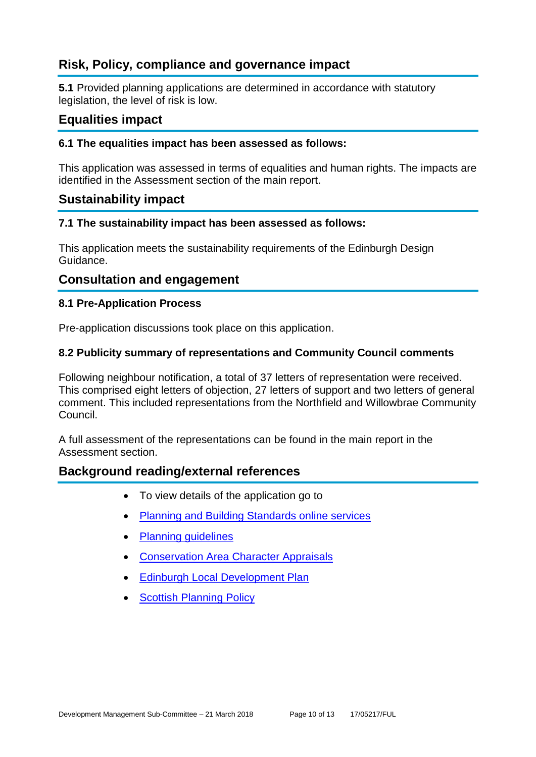## Risk, Policy, compliance and governance impact

**5.1** Provided planning applications are determined in accordance with statutory legislation, the level of risk is low.

## Equalities impact

#### 6.1 The equalities impact has been assessed as follows:

This application was assessed in terms of equalities and human rights. The impacts are identified in the Assessment section of the main report.

## Sustainability impact

#### 7.1 The sustainability impact has been assessed as follows:

This application meets the sustainability requirements of the Edinburgh Design Guidance.

## Consultation and engagement

#### 8.1 Pre-Application Process

Pre-application discussions took place on this application.

#### 8.2 Publicity summary of representations and Community Council comments

Following neighbour notification, a total of 37 letters of representation were received. This comprised eight letters of objection, 27 letters of support and two letters of general comment. This included representations from the Northfield and Willowbrae Community Council.

A full assessment of the representations can be found in the main report in the Assessment section.

## Background reading/external references

- To view details of the application go to
- Planning and Building Standards online services
- Planning guidelines
- Conservation Area Character Appraisals
- Edinburgh Local Development Plan
- Scottish Planning Policy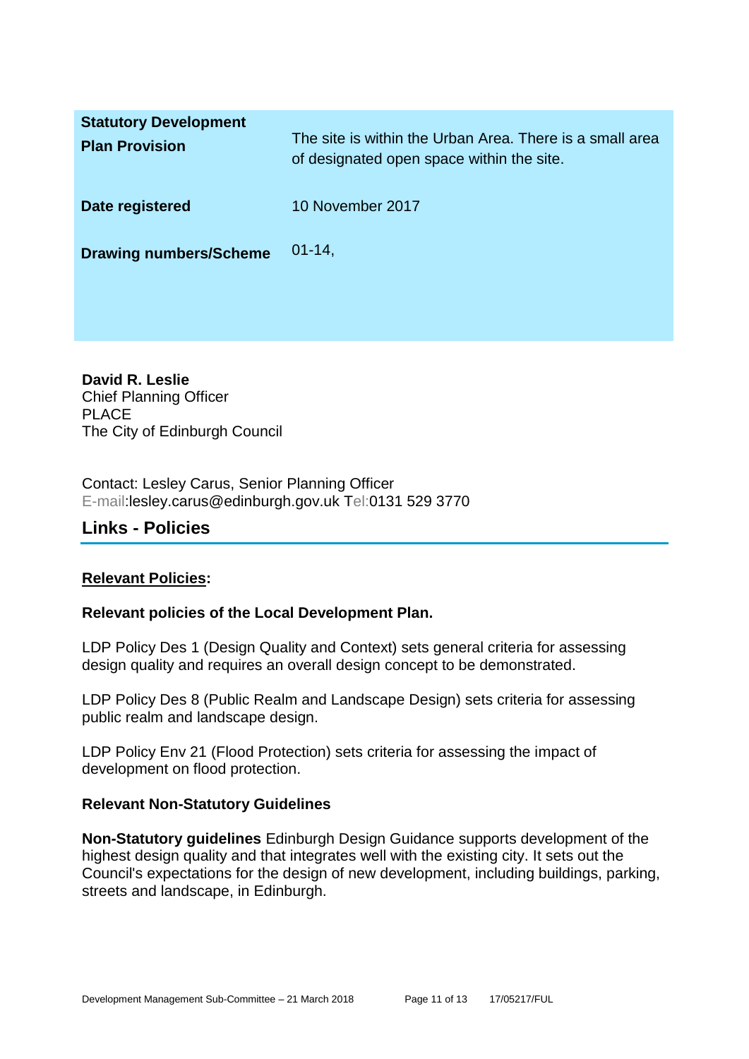| | |
|---|---|
| **Statutory Development Plan Provision** | The site is within the Urban Area. There is a small area of designated open space within the site. |
| **Date registered** | 10 November 2017 |
| **Drawing numbers/Scheme** | 01-14, |

**David R. Leslie**
Chief Planning Officer
PLACE
The City of Edinburgh Council

Contact: Lesley Carus, Senior Planning Officer
E-mail:lesley.carus@edinburgh.gov.uk Tel:0131 529 3770

## Links - Policies

**Relevant Policies:**

**Relevant policies of the Local Development Plan.**

LDP Policy Des 1 (Design Quality and Context) sets general criteria for assessing design quality and requires an overall design concept to be demonstrated.

LDP Policy Des 8 (Public Realm and Landscape Design) sets criteria for assessing public realm and landscape design.

LDP Policy Env 21 (Flood Protection) sets criteria for assessing the impact of development on flood protection.

**Relevant Non-Statutory Guidelines**

**Non-Statutory guidelines** Edinburgh Design Guidance supports development of the highest design quality and that integrates well with the existing city. It sets out the Council's expectations for the design of new development, including buildings, parking, streets and landscape, in Edinburgh.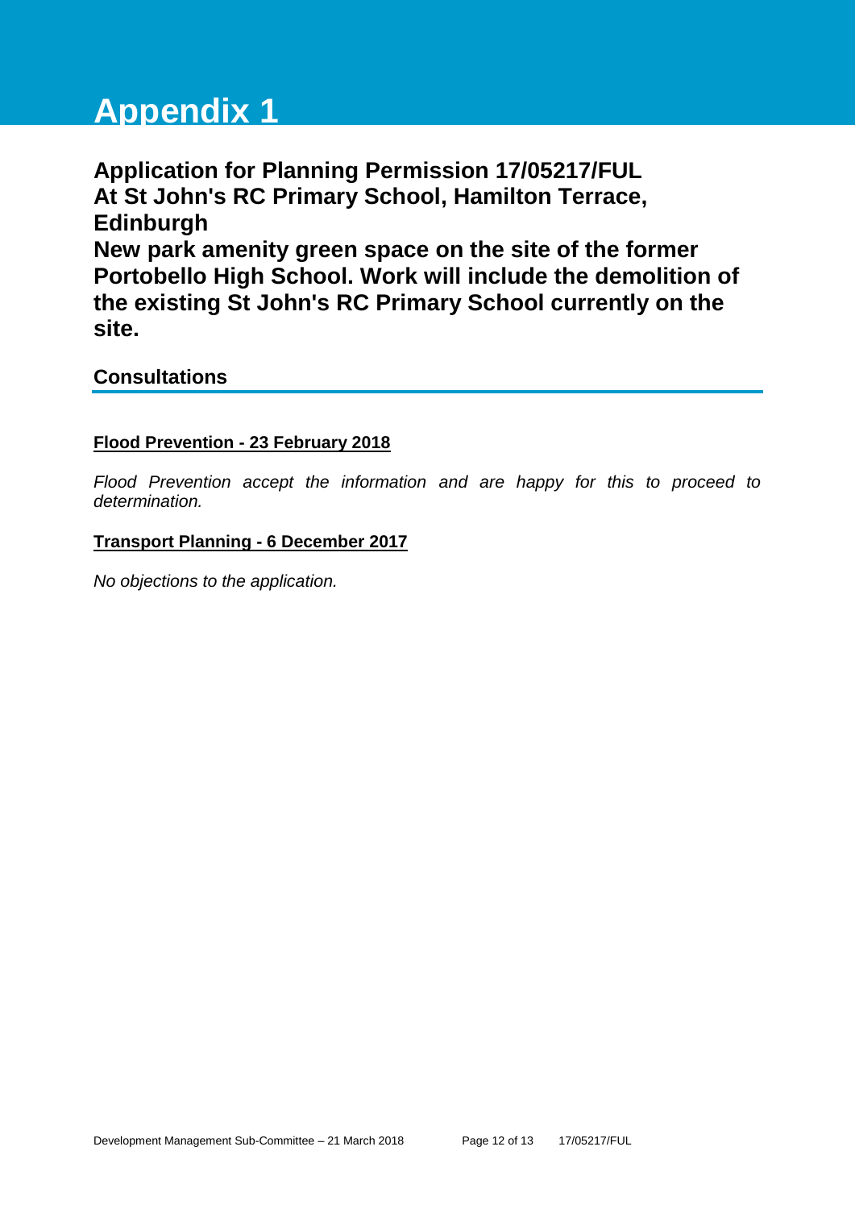# Appendix 1

## Application for Planning Permission 17/05217/FUL At St John's RC Primary School, Hamilton Terrace, Edinburgh New park amenity green space on the site of the former Portobello High School. Work will include the demolition of the existing St John's RC Primary School currently on the site.

### Consultations

**Flood Prevention - 23 February 2018**

*Flood Prevention accept the information and are happy for this to proceed to determination.*

**Transport Planning - 6 December 2017**

*No objections to the application.*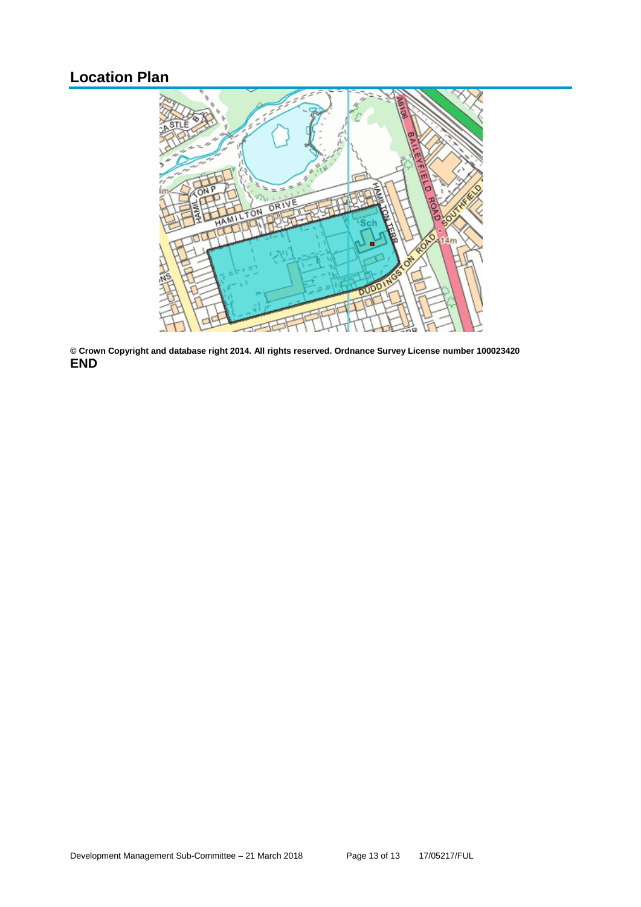## Location Plan

**© Crown Copyright and database right 2014. All rights reserved. Ordnance Survey License number 100023420**

**END**